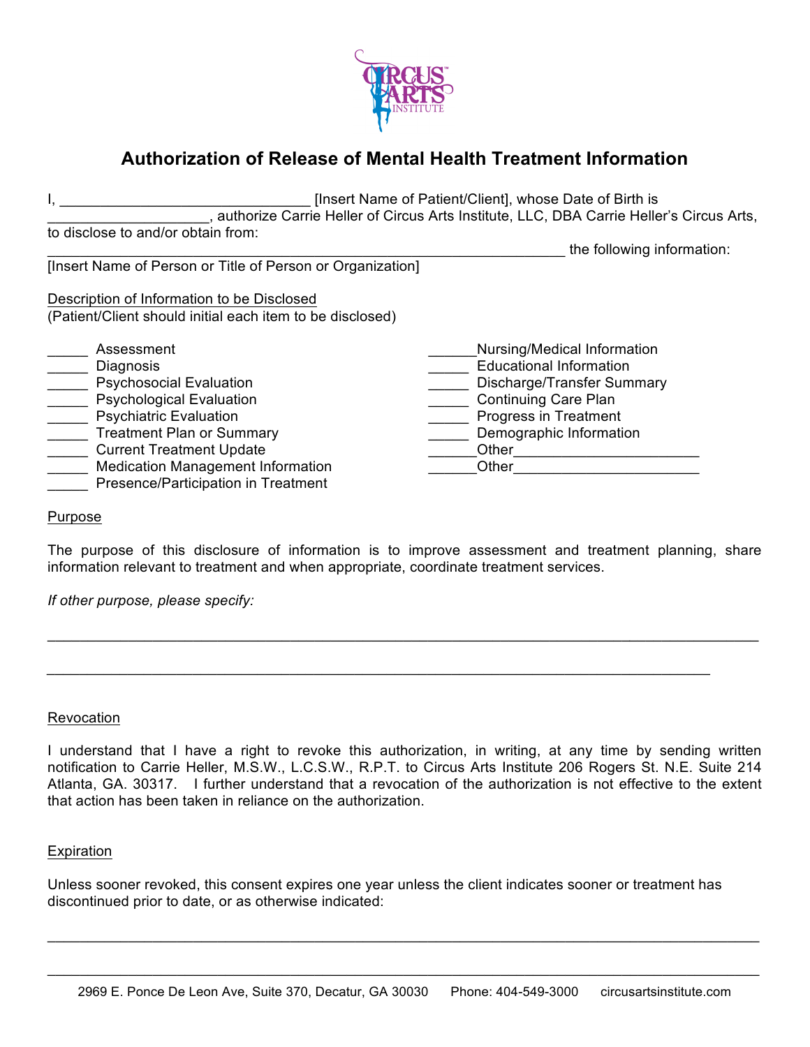# Authorization of Release of Mental Health Treatment Information

I, _______________________________ [Insert Name of Patient/Client], whose Date of Birth is ____________________, authorize Carrie Heller of Circus Arts Institute, LLC, DBA Carrie Heller's Circus Arts, to disclose to and/or obtain from:

_________________________________________________________________ the following information:
[Insert Name of Person or Title of Person or Organization]

Description of Information to be Disclosed
(Patient/Client should initial each item to be disclosed)

_____ Assessment
_____ Diagnosis
_____ Psychosocial Evaluation
_____ Psychological Evaluation
_____ Psychiatric Evaluation
_____ Treatment Plan or Summary
_____ Current Treatment Update
_____ Medication Management Information
_____ Presence/Participation in Treatment
______Nursing/Medical Information
_____ Educational Information
_____ Discharge/Transfer Summary
_____ Continuing Care Plan
_____ Progress in Treatment
_____ Demographic Information
______Other______________________
______Other______________________

Purpose

The purpose of this disclosure of information is to improve assessment and treatment planning, share information relevant to treatment and when appropriate, coordinate treatment services.

*If other purpose, please specify:*

_________________________________________________________________________________

_________________________________________________________________________________

Revocation

I understand that I have a right to revoke this authorization, in writing, at any time by sending written notification to Carrie Heller, M.S.W., L.C.S.W., R.P.T. to Circus Arts Institute 206 Rogers St. N.E. Suite 214 Atlanta, GA. 30317. I further understand that a revocation of the authorization is not effective to the extent that action has been taken in reliance on the authorization.

Expiration

Unless sooner revoked, this consent expires one year unless the client indicates sooner or treatment has discontinued prior to date, or as otherwise indicated:

_________________________________________________________________________________

_________________________________________________________________________________

2969 E. Ponce De Leon Ave, Suite 370, Decatur, GA 30030 Phone: 404-549-3000 circusartsinstitute.com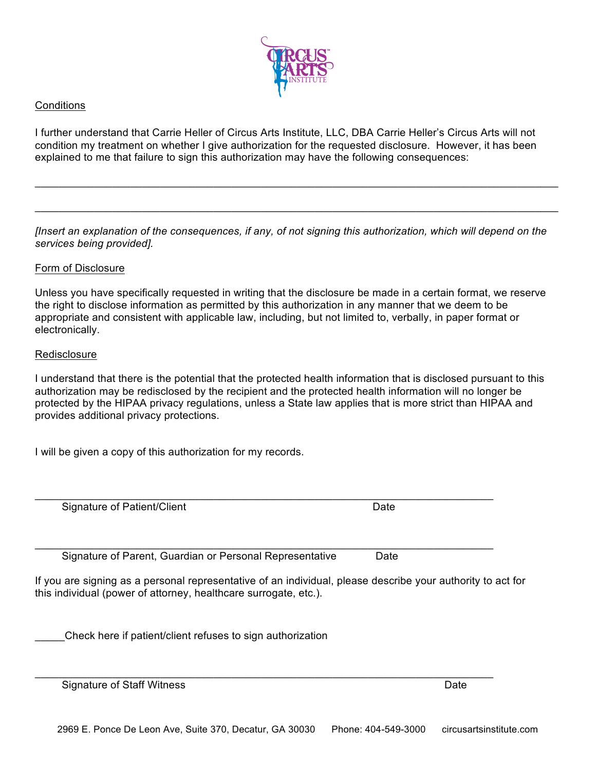Conditions

I further understand that Carrie Heller of Circus Arts Institute, LLC, DBA Carrie Heller's Circus Arts will not condition my treatment on whether I give authorization for the requested disclosure. However, it has been explained to me that failure to sign this authorization may have the following consequences:

______________________________________________________________________________

______________________________________________________________________________

*[Insert an explanation of the consequences, if any, of not signing this authorization, which will depend on the services being provided].*

Form of Disclosure

Unless you have specifically requested in writing that the disclosure be made in a certain format, we reserve the right to disclose information as permitted by this authorization in any manner that we deem to be appropriate and consistent with applicable law, including, but not limited to, verbally, in paper format or electronically.

Redisclosure

I understand that there is the potential that the protected health information that is disclosed pursuant to this authorization may be redisclosed by the recipient and the protected health information will no longer be protected by the HIPAA privacy regulations, unless a State law applies that is more strict than HIPAA and provides additional privacy protections.

I will be given a copy of this authorization for my records.

______________________________________________________________________

Signature of Patient/Client                                        Date

______________________________________________________________________

Signature of Parent, Guardian or Personal Representative            Date

If you are signing as a personal representative of an individual, please describe your authority to act for this individual (power of attorney, healthcare surrogate, etc.).

_____Check here if patient/client refuses to sign authorization

______________________________________________________________________

Signature of Staff Witness                                        Date

2969 E. Ponce De Leon Ave, Suite 370, Decatur, GA 30030    Phone: 404-549-3000    circusartsinstitute.com